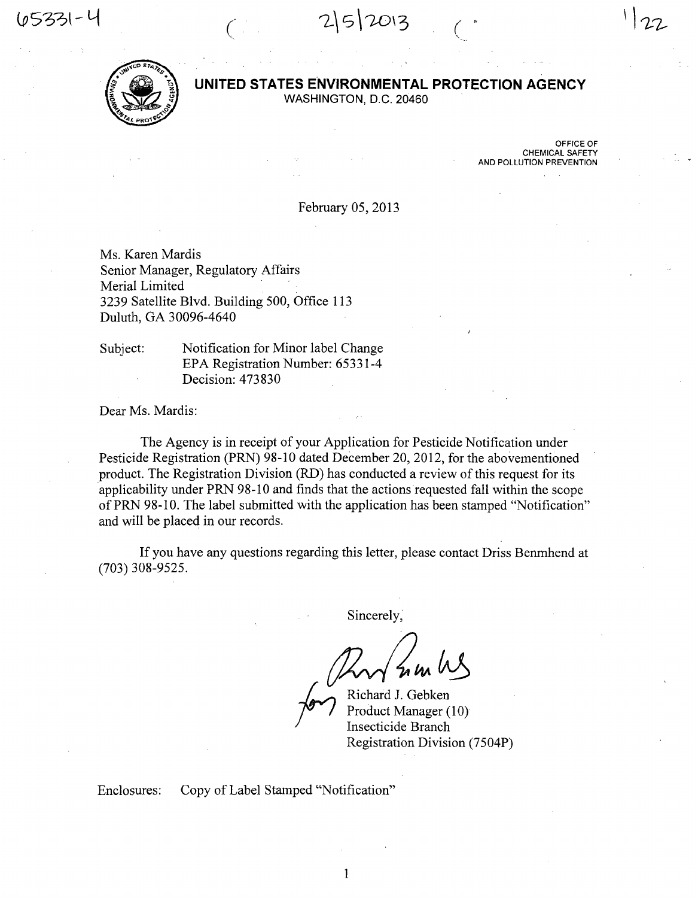65331-4 2|5|2013 1|22

# UNITED STATES ENVIRONMENTAL PROTECTION AGENCY

WASHINGTON, D.C. 20460

OFFICE OF CHEMICAL SAFETY AND POLLUTION PREVENTION

February 05, 2013

Ms. Karen Mardis
Senior Manager, Regulatory Affairs
Merial Limited
3239 Satellite Blvd. Building 500, Office 113
Duluth, GA 30096-4640

Subject: Notification for Minor label Change
EPA Registration Number: 65331-4
Decision: 473830

Dear Ms. Mardis:

The Agency is in receipt of your Application for Pesticide Notification under Pesticide Registration (PRN) 98-10 dated December 20, 2012, for the abovementioned product. The Registration Division (RD) has conducted a review of this request for its applicability under PRN 98-10 and finds that the actions requested fall within the scope of PRN 98-10. The label submitted with the application has been stamped "Notification" and will be placed in our records.

If you have any questions regarding this letter, please contact Driss Benmhend at (703) 308-9525.

Sincerely,

for Richard J. Gebken
Product Manager (10)
Insecticide Branch
Registration Division (7504P)

Enclosures: Copy of Label Stamped "Notification"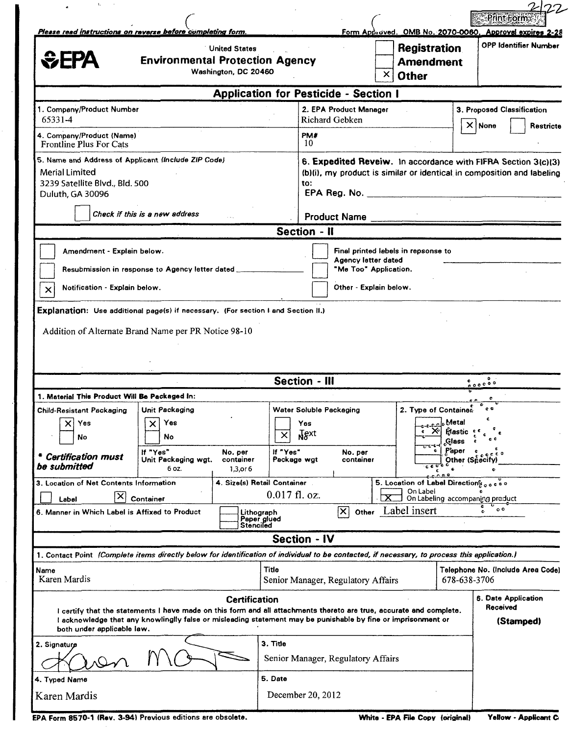2/22

*Please read instructions on reverse before completing form.* Form Approved. OMB No. 2070-0060. Approval expires 2-28

EPA

United States
**Environmental Protection Agency**
Washington, DC 20460

☐ **Registration**
☐ **Amendment**
☒ **Other**

OPP Identifier Number

## Application for Pesticide - Section I

| 1. Company/Product Number | 2. EPA Product Manager | 3. Proposed Classification |
|---|---|---|
| 65331-4 | Richard Gebken | ☒ None ☐ Restricte |
| **4. Company/Product (Name)** | **PM#** | |
| Frontline Plus For Cats | 10 | |

**5. Name and Address of Applicant** *(Include ZIP Code)*
Merial Limited
3239 Satellite Blvd., Bld. 500
Duluth, GA 30096

☐ *Check if this is a new address*

**6. Expedited Reveiw.** In accordance with FIFRA Section 3(c)(3)(b)(i), my product is similar or identical in composition and labeling to:
EPA Reg. No. ____________
Product Name ____________

## Section - II

☐ Amendment - Explain below.
☐ Resubmission in response to Agency letter dated ____________
☒ Notification - Explain below.
☐ Final printed labels in repsonse to Agency letter dated ____________
☐ "Me Too" Application.
☐ Other - Explain below.

**Explanation:** Use additional page(s) if necessary. (For section I and Section II.)

Addition of Alternate Brand Name per PR Notice 98-10

## Section - III

**1. Material This Product Will Be Packaged In:**

| Child-Resistant Packaging | Unit Packaging | | Water Soluble Packaging | | 2. Type of Container |
|---|---|---|---|---|---|
| ☒ Yes | ☒ Yes | | ☐ Yes | | ☐ Metal |
| ☐ No | ☐ No | | ☒ No | | ☒ Plastic |
| | If "Yes" Unit Packaging wgt. | No. per container | If "Yes" Package wgt | No. per container | ☐ Glass |
| *** Certification must be submitted** | 6 oz. | 1,3,or 6 | | | ☐ Paper |
| | | | | | ☐ Other (Specify) |

**3. Location of Net Contents Information:** ☐ Label ☒ Container

**4. Size(s) Retail Container:** 0.017 fl. oz.

**5. Location of Label Directions:** ☐ On Label ☒ On Labeling accompanying product

**6. Manner in Which Label is Affixed to Product:** ☐ Lithograph ☐ Paper glued ☐ Stenciled ☒ Other Label insert

## Section - IV

**1. Contact Point** *(Complete items directly below for identification of individual to be contacted, if necessary, to process this application.)*

| Name | Title | Telephone No. (Include Area Code) |
|---|---|---|
| Karen Mardis | Senior Manager, Regulatory Affairs | 678-638-3706 |

**Certification**

I certify that the statements I have made on this form and all attachments thereto are true, accurate and complete. I acknowledge that any knowlingly false or misleading statement may be punishable by fine or imprisonment or both under applicable law.

| 2. Signature | 3. Title | 6. Date Application Received (Stamped) |
|---|---|---|
| Karen M | Senior Manager, Regulatory Affairs | |
| **4. Typed Name** | **5. Date** | |
| Karen Mardis | December 20, 2012 | |

EPA Form 8570-1 (Rev. 3-94) Previous editions are obsolete. White - EPA File Copy (original) Yellow - Applicant C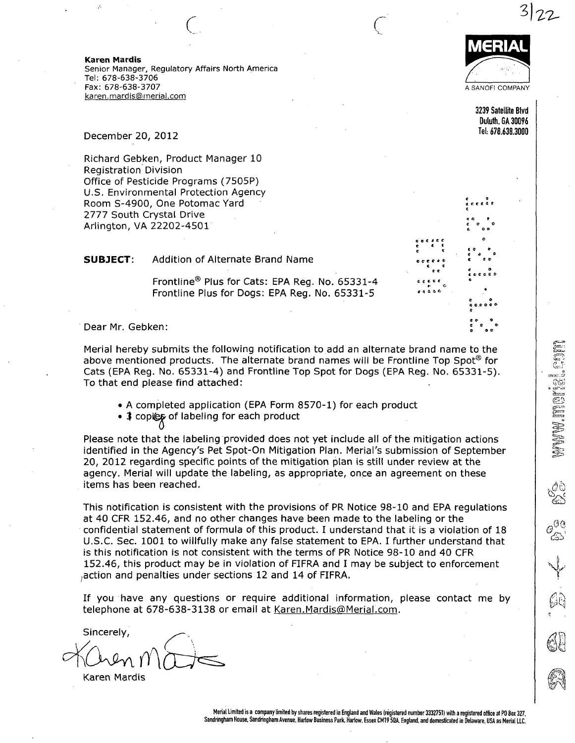**Karen Mardis**
Senior Manager, Regulatory Affairs North America
Tel: 678-638-3706
Fax: 678-638-3707
karen.mardis@merial.com

MERIAL
A SANOFI COMPANY

3239 Satellite Blvd
Duluth, GA 30096
Tel: 678.638.3000

December 20, 2012

Richard Gebken, Product Manager 10
Registration Division
Office of Pesticide Programs (7505P)
U.S. Environmental Protection Agency
Room S-4900, One Potomac Yard
2777 South Crystal Drive
Arlington, VA 22202-4501

**SUBJECT:** Addition of Alternate Brand Name

Frontline® Plus for Cats: EPA Reg. No. 65331-4
Frontline Plus for Dogs: EPA Reg. No. 65331-5

Dear Mr. Gebken:

Merial hereby submits the following notification to add an alternate brand name to the above mentioned products. The alternate brand names will be Frontline Top Spot® for Cats (EPA Reg. No. 65331-4) and Frontline Top Spot for Dogs (EPA Reg. No. 65331-5). To that end please find attached:

- A completed application (EPA Form 8570-1) for each product
- 0 copies of labeling for each product

Please note that the labeling provided does not yet include all of the mitigation actions identified in the Agency's Pet Spot-On Mitigation Plan. Merial's submission of September 20, 2012 regarding specific points of the mitigation plan is still under review at the agency. Merial will update the labeling, as appropriate, once an agreement on these items has been reached.

This notification is consistent with the provisions of PR Notice 98-10 and EPA regulations at 40 CFR 152.46, and no other changes have been made to the labeling or the confidential statement of formula of this product. I understand that it is a violation of 18 U.S.C. Sec. 1001 to willfully make any false statement to EPA. I further understand that is this notification is not consistent with the terms of PR Notice 98-10 and 40 CFR 152.46, this product may be in violation of FIFRA and I may be subject to enforcement action and penalties under sections 12 and 14 of FIFRA.

If you have any questions or require additional information, please contact me by telephone at 678-638-3138 or email at Karen.Mardis@Merial.com.

Sincerely,

Karen Mardis

Karen Mardis

www.merial.com

Merial Limited is a company limited by shares registered in England and Wales (registered number 3332751) with a registered office at PO Box 327, Sandringham House, Sandringham Avenue, Harlow Business Park, Harlow, Essex CM19 5QA, England, and domesticated in Delaware, USA as Merial LLC.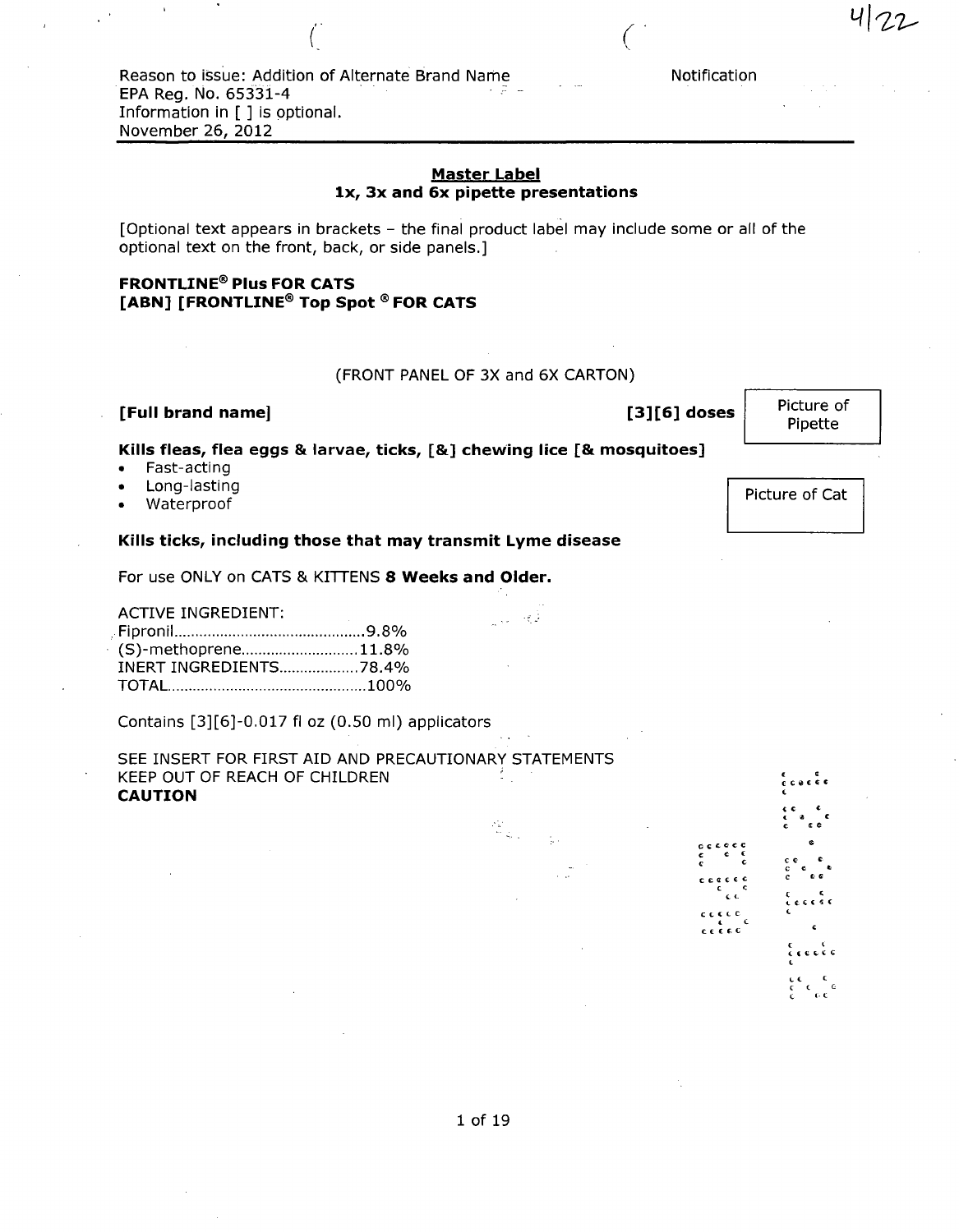Reason to issue: Addition of Alternate Brand Name
EPA Reg. No. 65331-4
Information in [ ] is optional.
November 26, 2012

Notification

## Master Label
### 1x, 3x and 6x pipette presentations

[Optional text appears in brackets – the final product label may include some or all of the optional text on the front, back, or side panels.]

**FRONTLINE® Plus FOR CATS**
**[ABN] [FRONTLINE® Top Spot ® FOR CATS**

(FRONT PANEL OF 3X and 6X CARTON)

**[Full brand name]** **[3][6] doses**

Picture of Pipette

**Kills fleas, flea eggs & larvae, ticks, [&] chewing lice [& mosquitoes]**

- Fast-acting
- Long-lasting
- Waterproof

Picture of Cat

**Kills ticks, including those that may transmit Lyme disease**

For use ONLY on CATS & KITTENS **8 Weeks and Older.**

| ACTIVE INGREDIENT: | |
|---|---|
| Fipronil | 9.8% |
| (S)-methoprene | 11.8% |
| INERT INGREDIENTS | 78.4% |
| TOTAL | 100% |

Contains [3][6]-0.017 fl oz (0.50 ml) applicators

SEE INSERT FOR FIRST AID AND PRECAUTIONARY STATEMENTS
KEEP OUT OF REACH OF CHILDREN
**CAUTION**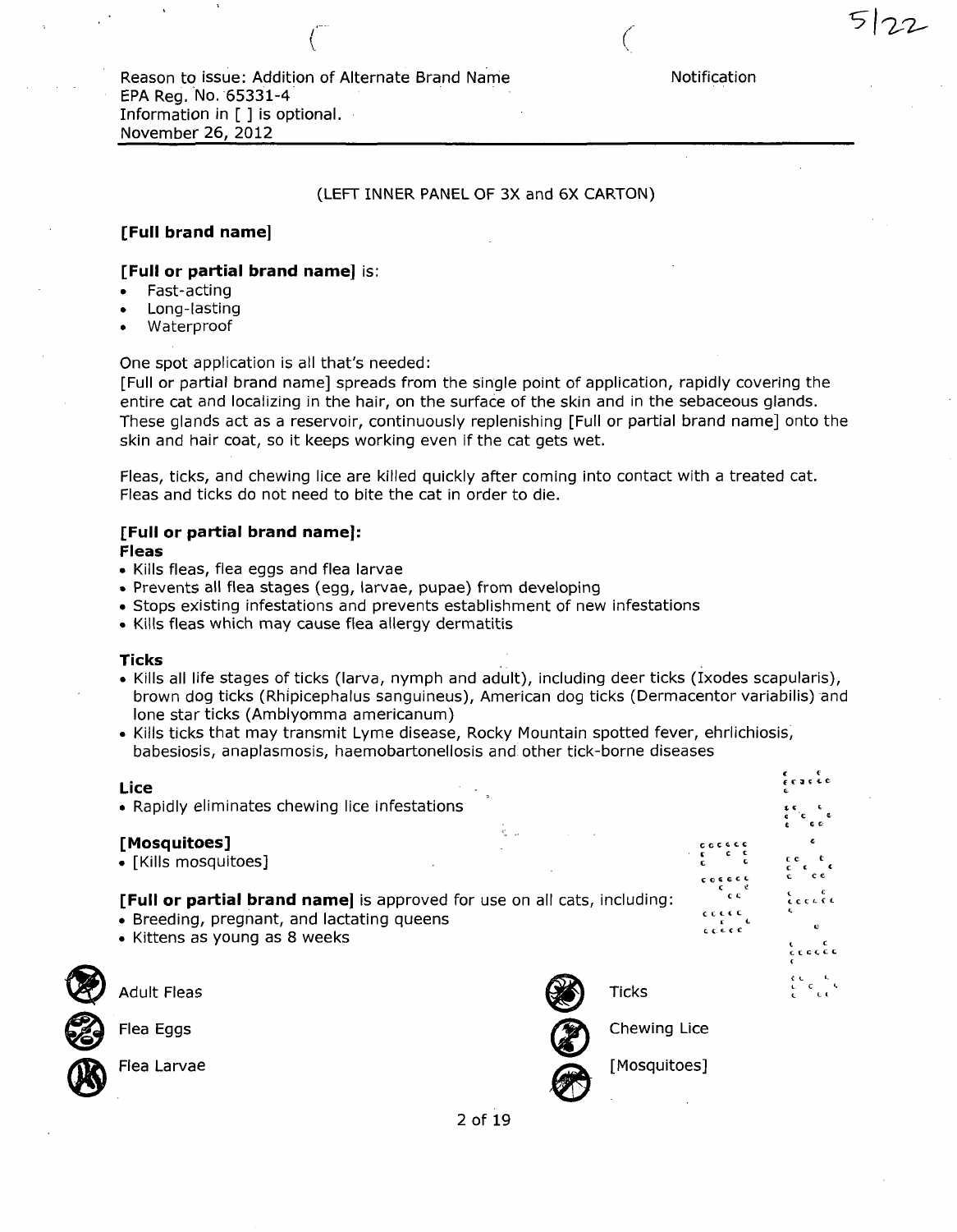Reason to issue: Addition of Alternate Brand Name
EPA Reg. No. 65331-4
Information in [ ] is optional.
November 26, 2012

Notification

(LEFT INNER PANEL OF 3X and 6X CARTON)

**[Full brand name]**

**[Full or partial brand name]** is:

- Fast-acting
- Long-lasting
- Waterproof

One spot application is all that's needed:
[Full or partial brand name] spreads from the single point of application, rapidly covering the entire cat and localizing in the hair, on the surface of the skin and in the sebaceous glands. These glands act as a reservoir, continuously replenishing [Full or partial brand name] onto the skin and hair coat, so it keeps working even if the cat gets wet.

Fleas, ticks, and chewing lice are killed quickly after coming into contact with a treated cat. Fleas and ticks do not need to bite the cat in order to die.

**[Full or partial brand name]:**

**Fleas**

- Kills fleas, flea eggs and flea larvae
- Prevents all flea stages (egg, larvae, pupae) from developing
- Stops existing infestations and prevents establishment of new infestations
- Kills fleas which may cause flea allergy dermatitis

**Ticks**

- Kills all life stages of ticks (larva, nymph and adult), including deer ticks (Ixodes scapularis), brown dog ticks (Rhipicephalus sanguineus), American dog ticks (Dermacentor variabilis) and lone star ticks (Amblyomma americanum)
- Kills ticks that may transmit Lyme disease, Rocky Mountain spotted fever, ehrlichiosis, babesiosis, anaplasmosis, haemobartonellosis and other tick-borne diseases

**Lice**

- Rapidly eliminates chewing lice infestations

**[Mosquitoes]**

- [Kills mosquitoes]

**[Full or partial brand name]** is approved for use on all cats, including:

- Breeding, pregnant, and lactating queens
- Kittens as young as 8 weeks

Adult Fleas

Flea Eggs

Flea Larvae

Ticks

Chewing Lice

[Mosquitoes]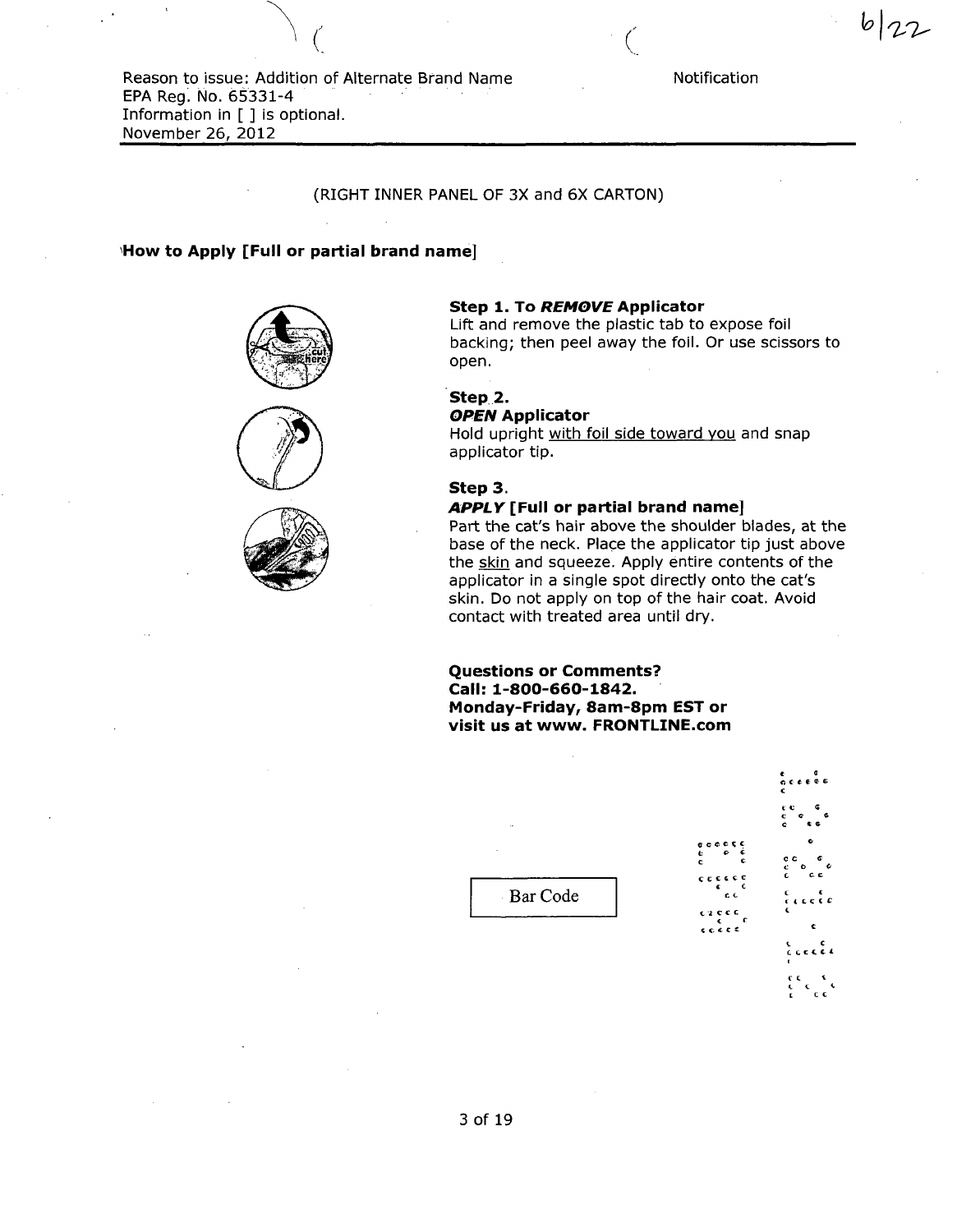Reason to issue: Addition of Alternate Brand Name
EPA Reg. No. 65331-4
Information in [ ] is optional.
November 26, 2012

Notification

(RIGHT INNER PANEL OF 3X and 6X CARTON)

**How to Apply [Full or partial brand name]**

**Step 1. To *REMOVE* Applicator**
Lift and remove the plastic tab to expose foil backing; then peel away the foil. Or use scissors to open.

**Step 2.**
***OPEN* Applicator**
Hold upright with foil side toward you and snap applicator tip.

**Step 3.**
***APPLY* [Full or partial brand name]**
Part the cat's hair above the shoulder blades, at the base of the neck. Place the applicator tip just above the skin and squeeze. Apply entire contents of the applicator in a single spot directly onto the cat's skin. Do not apply on top of the hair coat. Avoid contact with treated area until dry.

**Questions or Comments?**
**Call: 1-800-660-1842.**
**Monday-Friday, 8am-8pm EST or**
**visit us at www. FRONTLINE.com**

Bar Code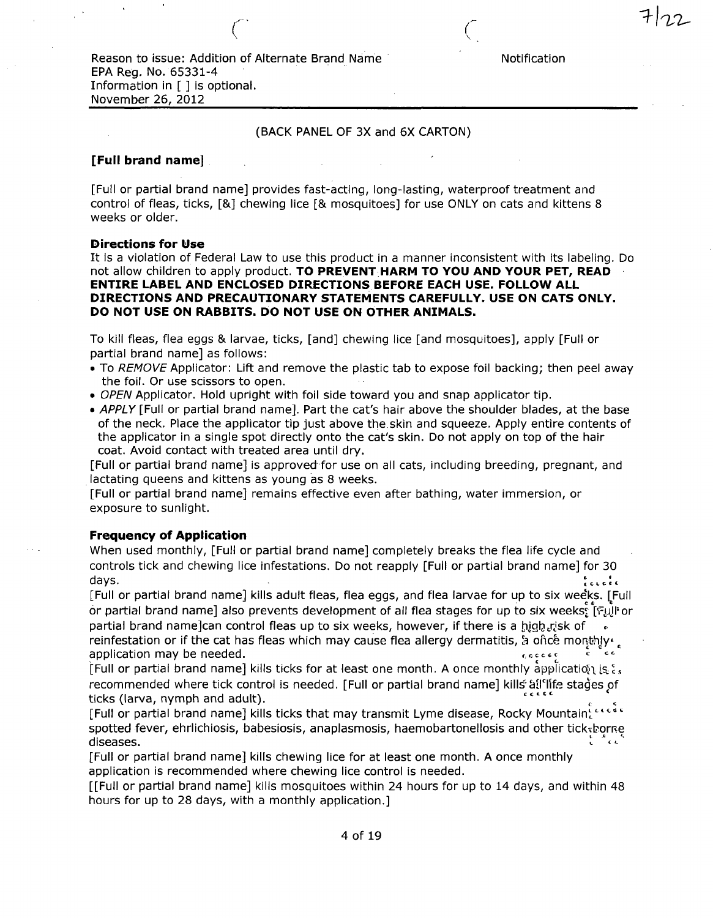Reason to issue: Addition of Alternate Brand Name
EPA Reg. No. 65331-4
Information in [ ] is optional.
November 26, 2012

Notification

(BACK PANEL OF 3X and 6X CARTON)

**[Full brand name]**

[Full or partial brand name] provides fast-acting, long-lasting, waterproof treatment and control of fleas, ticks, [&] chewing lice [& mosquitoes] for use ONLY on cats and kittens 8 weeks or older.

**Directions for Use**

It is a violation of Federal Law to use this product in a manner inconsistent with its labeling. Do not allow children to apply product. **TO PREVENT HARM TO YOU AND YOUR PET, READ ENTIRE LABEL AND ENCLOSED DIRECTIONS BEFORE EACH USE. FOLLOW ALL DIRECTIONS AND PRECAUTIONARY STATEMENTS CAREFULLY. USE ON CATS ONLY. DO NOT USE ON RABBITS. DO NOT USE ON OTHER ANIMALS.**

To kill fleas, flea eggs & larvae, ticks, [and] chewing lice [and mosquitoes], apply [Full or partial brand name] as follows:

- To *REMOVE* Applicator: Lift and remove the plastic tab to expose foil backing; then peel away the foil. Or use scissors to open.
- *OPEN* Applicator. Hold upright with foil side toward you and snap applicator tip.
- *APPLY* [Full or partial brand name]. Part the cat's hair above the shoulder blades, at the base of the neck. Place the applicator tip just above the skin and squeeze. Apply entire contents of the applicator in a single spot directly onto the cat's skin. Do not apply on top of the hair coat. Avoid contact with treated area until dry.

[Full or partial brand name] is approved for use on all cats, including breeding, pregnant, and lactating queens and kittens as young as 8 weeks.

[Full or partial brand name] remains effective even after bathing, water immersion, or exposure to sunlight.

**Frequency of Application**

When used monthly, [Full or partial brand name] completely breaks the flea life cycle and controls tick and chewing lice infestations. Do not reapply [Full or partial brand name] for 30 days.

[Full or partial brand name] kills adult fleas, flea eggs, and flea larvae for up to six weeks. [Full or partial brand name] also prevents development of all flea stages for up to six weeks. [Full or partial brand name]can control fleas up to six weeks, however, if there is a high risk of reinfestation or if the cat has fleas which may cause flea allergy dermatitis, a once monthly application may be needed.

[Full or partial brand name] kills ticks for at least one month. A once monthly application is recommended where tick control is needed. [Full or partial brand name] kills all life stages of ticks (larva, nymph and adult).

[Full or partial brand name] kills ticks that may transmit Lyme disease, Rocky Mountain spotted fever, ehrlichiosis, babesiosis, anaplasmosis, haemobartonellosis and other tick-borne diseases.

[Full or partial brand name] kills chewing lice for at least one month. A once monthly application is recommended where chewing lice control is needed.

[[Full or partial brand name] kills mosquitoes within 24 hours for up to 14 days, and within 48 hours for up to 28 days, with a monthly application.]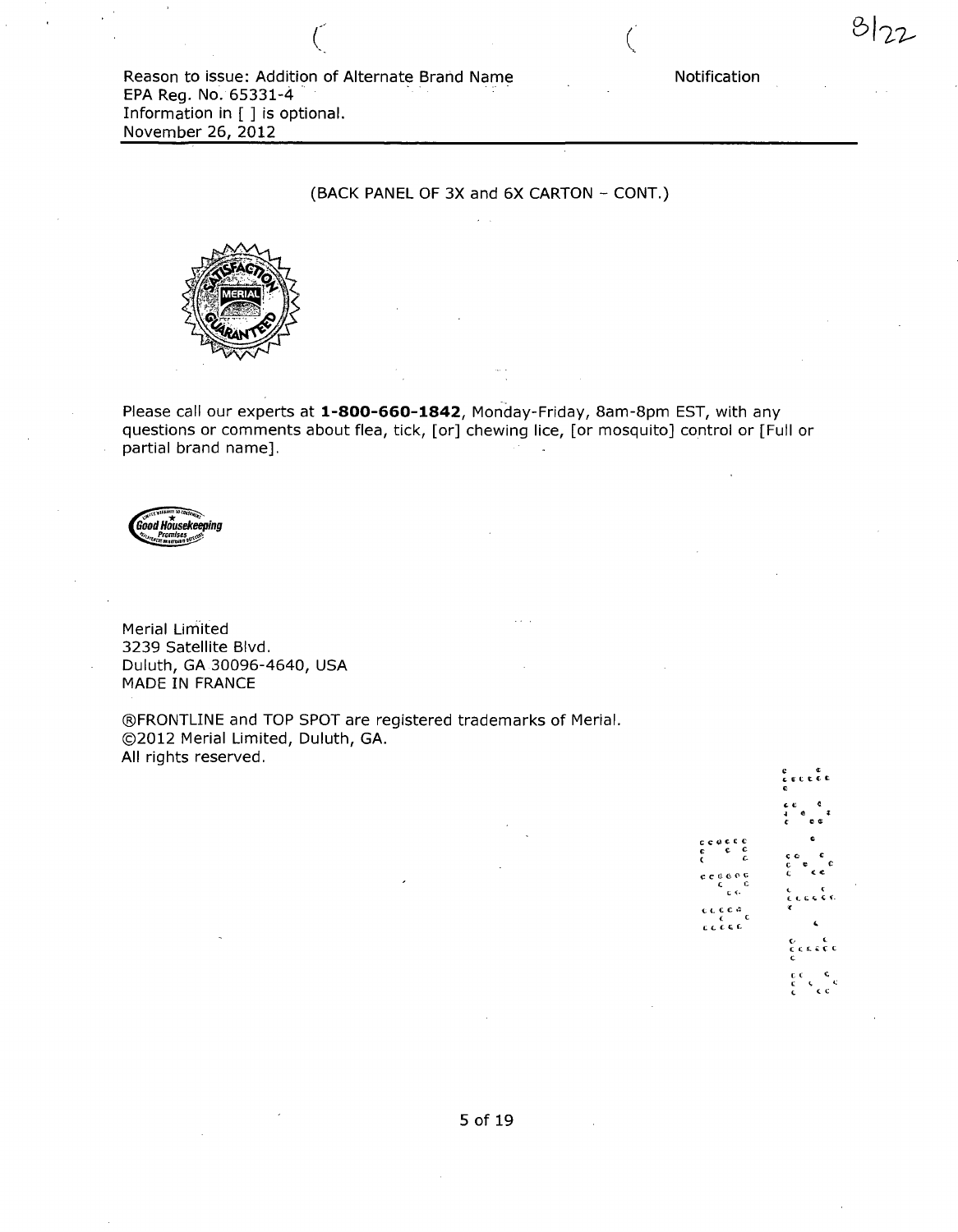Reason to issue: Addition of Alternate Brand Name
EPA Reg. No. 65331-4
Information in [ ] is optional.
November 26, 2012

Notification

(BACK PANEL OF 3X and 6X CARTON – CONT.)

Please call our experts at **1-800-660-1842**, Monday-Friday, 8am-8pm EST, with any questions or comments about flea, tick, [or] chewing lice, [or mosquito] control or [Full or partial brand name].

Merial Limited
3239 Satellite Blvd.
Duluth, GA 30096-4640, USA
MADE IN FRANCE

®FRONTLINE and TOP SPOT are registered trademarks of Merial.
©2012 Merial Limited, Duluth, GA.
All rights reserved.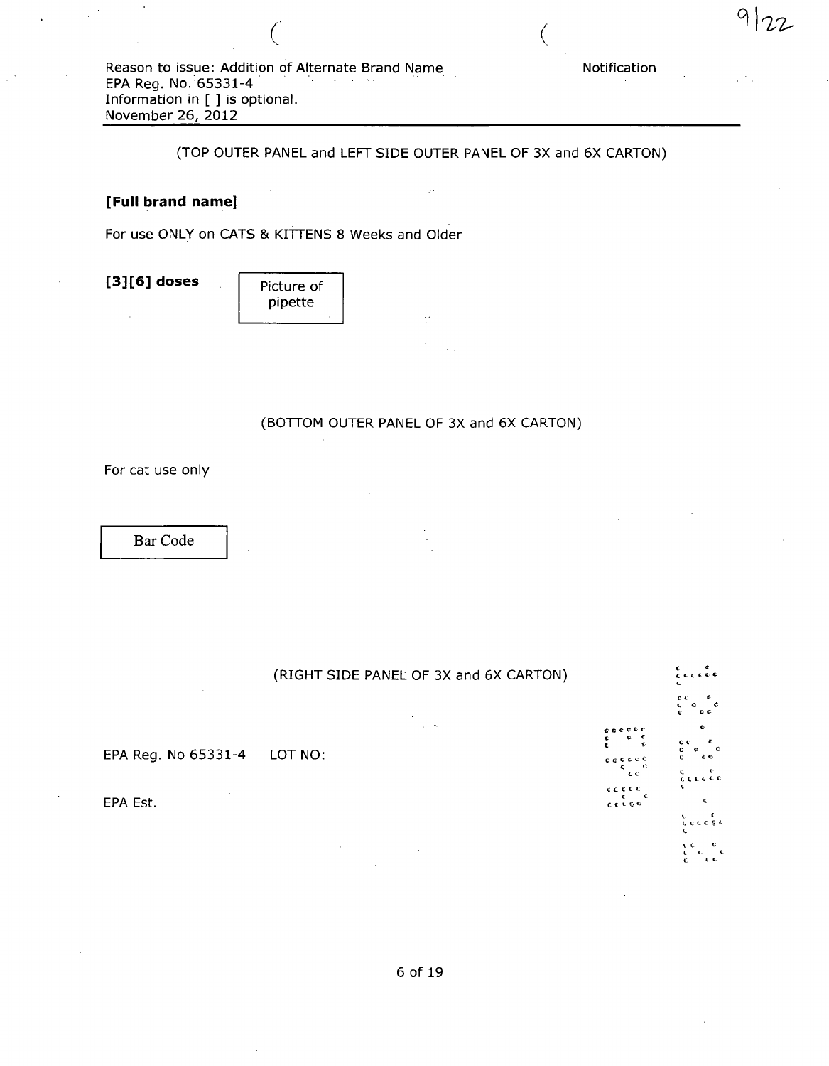Reason to issue: Addition of Alternate Brand Name  
EPA Reg. No. 65331-4  
Information in [ ] is optional.  
November 26, 2012

Notification

(TOP OUTER PANEL and LEFT SIDE OUTER PANEL OF 3X and 6X CARTON)

**[Full brand name]**

For use ONLY on CATS & KITTENS 8 Weeks and Older

**[3][6] doses**

Picture of pipette

(BOTTOM OUTER PANEL OF 3X and 6X CARTON)

For cat use only

Bar Code

(RIGHT SIDE PANEL OF 3X and 6X CARTON)

EPA Reg. No 65331-4    LOT NO:

EPA Est.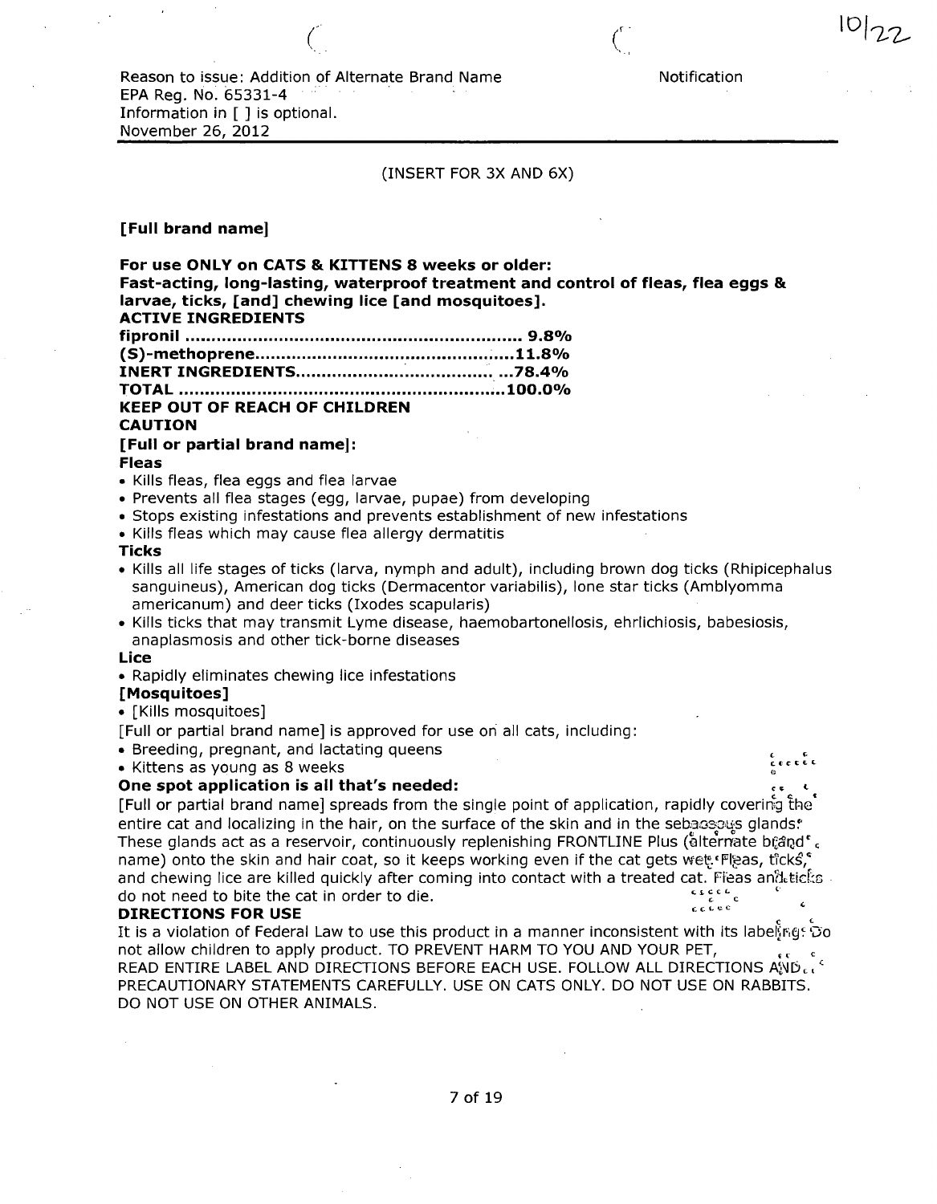Reason to issue: Addition of Alternate Brand Name
EPA Reg. No. 65331-4
Information in [ ] is optional.
November 26, 2012

Notification

(INSERT FOR 3X AND 6X)

**[Full brand name]**

**For use ONLY on CATS & KITTENS 8 weeks or older:**
**Fast-acting, long-lasting, waterproof treatment and control of fleas, flea eggs & larvae, ticks, [and] chewing lice [and mosquitoes].**

**ACTIVE INGREDIENTS**

| | |
|---|---|
| **fipronil** | **9.8%** |
| **(S)-methoprene** | **11.8%** |
| **INERT INGREDIENTS** | **78.4%** |
| **TOTAL** | **100.0%** |

**KEEP OUT OF REACH OF CHILDREN**
**CAUTION**

**[Full or partial brand name]:**

**Fleas**

- Kills fleas, flea eggs and flea larvae
- Prevents all flea stages (egg, larvae, pupae) from developing
- Stops existing infestations and prevents establishment of new infestations
- Kills fleas which may cause flea allergy dermatitis

**Ticks**

- Kills all life stages of ticks (larva, nymph and adult), including brown dog ticks (Rhipicephalus sanguineus), American dog ticks (Dermacentor variabilis), lone star ticks (Amblyomma americanum) and deer ticks (Ixodes scapularis)
- Kills ticks that may transmit Lyme disease, haemobartonellosis, ehrlichiosis, babesiosis, anaplasmosis and other tick-borne diseases

**Lice**

- Rapidly eliminates chewing lice infestations

**[Mosquitoes]**

- [Kills mosquitoes]

[Full or partial brand name] is approved for use on all cats, including:

- Breeding, pregnant, and lactating queens
- Kittens as young as 8 weeks

**One spot application is all that's needed:**

[Full or partial brand name] spreads from the single point of application, rapidly covering the entire cat and localizing in the hair, on the surface of the skin and in the sebaceous glands. These glands act as a reservoir, continuously replenishing FRONTLINE Plus (alternate brand name) onto the skin and hair coat, so it keeps working even if the cat gets wet. Fleas, ticks, and chewing lice are killed quickly after coming into contact with a treated cat. Fleas and ticks do not need to bite the cat in order to die.

**DIRECTIONS FOR USE**

It is a violation of Federal Law to use this product in a manner inconsistent with its labeling. Do not allow children to apply product. TO PREVENT HARM TO YOU AND YOUR PET, READ ENTIRE LABEL AND DIRECTIONS BEFORE EACH USE. FOLLOW ALL DIRECTIONS AND PRECAUTIONARY STATEMENTS CAREFULLY. USE ON CATS ONLY. DO NOT USE ON RABBITS. DO NOT USE ON OTHER ANIMALS.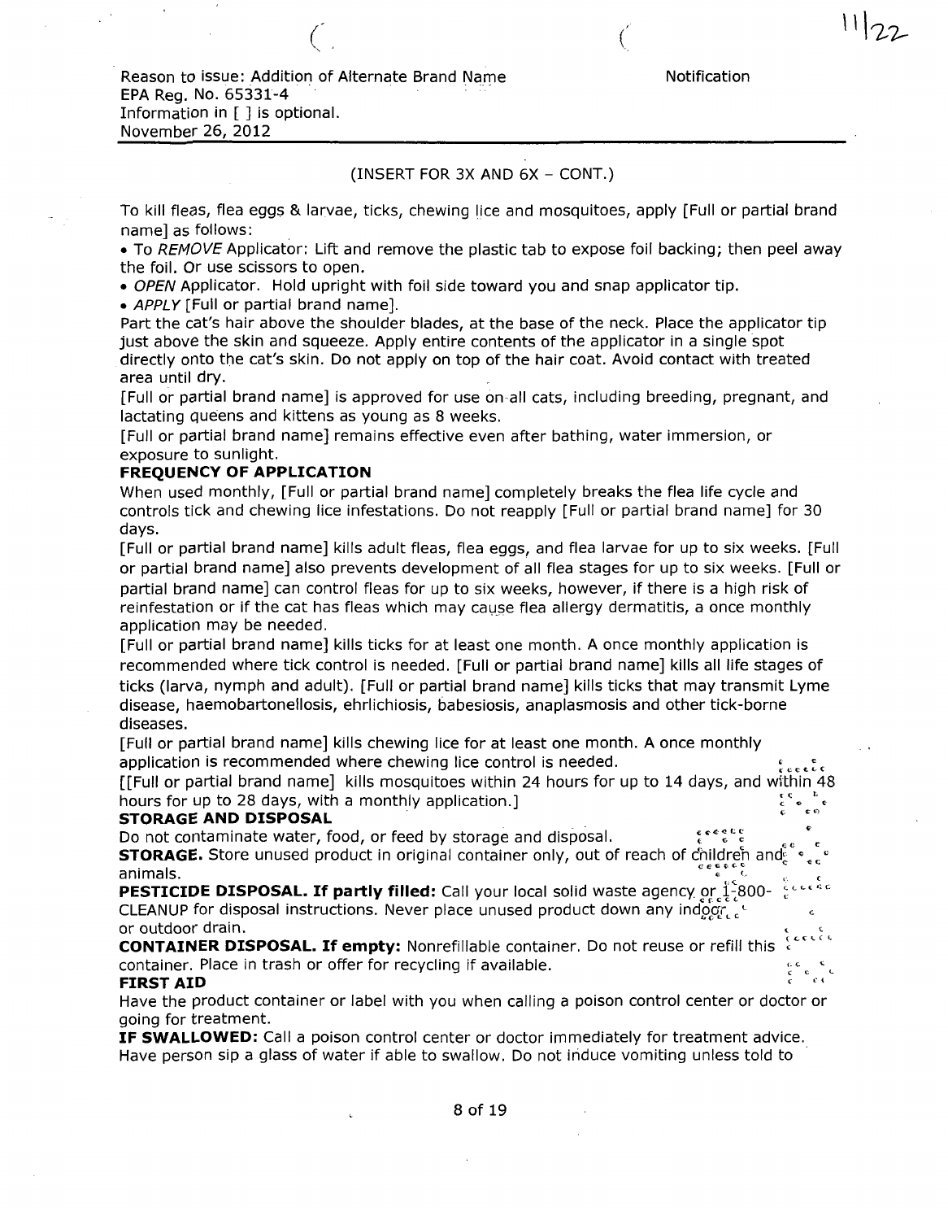Reason to issue: Addition of Alternate Brand Name
EPA Reg. No. 65331-4
Information in [ ] is optional.
November 26, 2012

Notification

(INSERT FOR 3X AND 6X – CONT.)

To kill fleas, flea eggs & larvae, ticks, chewing lice and mosquitoes, apply [Full or partial brand name] as follows:

- To *REMOVE* Applicator: Lift and remove the plastic tab to expose foil backing; then peel away the foil. Or use scissors to open.
- *OPEN* Applicator. Hold upright with foil side toward you and snap applicator tip.
- *APPLY* [Full or partial brand name].

Part the cat's hair above the shoulder blades, at the base of the neck. Place the applicator tip just above the skin and squeeze. Apply entire contents of the applicator in a single spot directly onto the cat's skin. Do not apply on top of the hair coat. Avoid contact with treated area until dry.

[Full or partial brand name] is approved for use on all cats, including breeding, pregnant, and lactating queens and kittens as young as 8 weeks.

[Full or partial brand name] remains effective even after bathing, water immersion, or exposure to sunlight.

**FREQUENCY OF APPLICATION**

When used monthly, [Full or partial brand name] completely breaks the flea life cycle and controls tick and chewing lice infestations. Do not reapply [Full or partial brand name] for 30 days.

[Full or partial brand name] kills adult fleas, flea eggs, and flea larvae for up to six weeks. [Full or partial brand name] also prevents development of all flea stages for up to six weeks. [Full or partial brand name] can control fleas for up to six weeks, however, if there is a high risk of reinfestation or if the cat has fleas which may cause flea allergy dermatitis, a once monthly application may be needed.

[Full or partial brand name] kills ticks for at least one month. A once monthly application is recommended where tick control is needed. [Full or partial brand name] kills all life stages of ticks (larva, nymph and adult). [Full or partial brand name] kills ticks that may transmit Lyme disease, haemobartonellosis, ehrlichiosis, babesiosis, anaplasmosis and other tick-borne diseases.

[Full or partial brand name] kills chewing lice for at least one month. A once monthly application is recommended where chewing lice control is needed.

[[Full or partial brand name] kills mosquitoes within 24 hours for up to 14 days, and within 48 hours for up to 28 days, with a monthly application.]

**STORAGE AND DISPOSAL**

Do not contaminate water, food, or feed by storage and disposal.

**STORAGE.** Store unused product in original container only, out of reach of children and animals.

**PESTICIDE DISPOSAL. If partly filled:** Call your local solid waste agency or 1-800-CLEANUP for disposal instructions. Never place unused product down any indoor or outdoor drain.

**CONTAINER DISPOSAL. If empty:** Nonrefillable container. Do not reuse or refill this container. Place in trash or offer for recycling if available.

**FIRST AID**

Have the product container or label with you when calling a poison control center or doctor or going for treatment.

**IF SWALLOWED:** Call a poison control center or doctor immediately for treatment advice. Have person sip a glass of water if able to swallow. Do not induce vomiting unless told to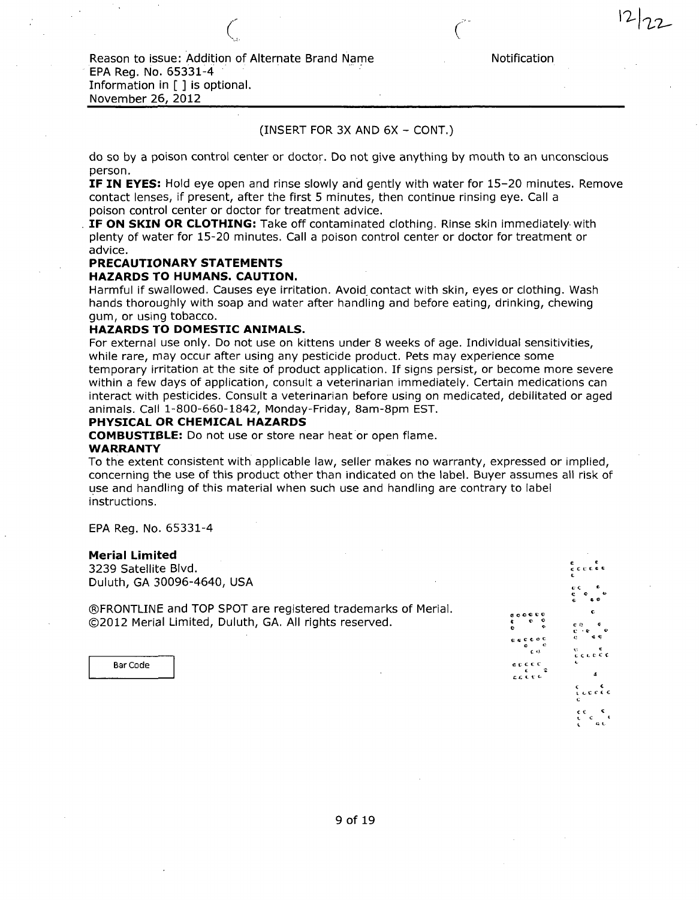Reason to issue: Addition of Alternate Brand Name
EPA Reg. No. 65331-4
Information in [ ] is optional.
November 26, 2012

Notification

(INSERT FOR 3X AND 6X – CONT.)

do so by a poison control center or doctor. Do not give anything by mouth to an unconscious person.

**IF IN EYES:** Hold eye open and rinse slowly and gently with water for 15–20 minutes. Remove contact lenses, if present, after the first 5 minutes, then continue rinsing eye. Call a poison control center or doctor for treatment advice.

**IF ON SKIN OR CLOTHING:** Take off contaminated clothing. Rinse skin immediately with plenty of water for 15-20 minutes. Call a poison control center or doctor for treatment or advice.

**PRECAUTIONARY STATEMENTS**

**HAZARDS TO HUMANS. CAUTION.**

Harmful if swallowed. Causes eye irritation. Avoid contact with skin, eyes or clothing. Wash hands thoroughly with soap and water after handling and before eating, drinking, chewing gum, or using tobacco.

**HAZARDS TO DOMESTIC ANIMALS.**

For external use only. Do not use on kittens under 8 weeks of age. Individual sensitivities, while rare, may occur after using any pesticide product. Pets may experience some temporary irritation at the site of product application. If signs persist, or become more severe within a few days of application, consult a veterinarian immediately. Certain medications can interact with pesticides. Consult a veterinarian before using on medicated, debilitated or aged animals. Call 1-800-660-1842, Monday-Friday, 8am-8pm EST.

**PHYSICAL OR CHEMICAL HAZARDS**

**COMBUSTIBLE:** Do not use or store near heat or open flame.

**WARRANTY**

To the extent consistent with applicable law, seller makes no warranty, expressed or implied, concerning the use of this product other than indicated on the label. Buyer assumes all risk of use and handling of this material when such use and handling are contrary to label instructions.

EPA Reg. No. 65331-4

**Merial Limited**
3239 Satellite Blvd.
Duluth, GA 30096-4640, USA

®FRONTLINE and TOP SPOT are registered trademarks of Merial.
©2012 Merial Limited, Duluth, GA. All rights reserved.

Bar Code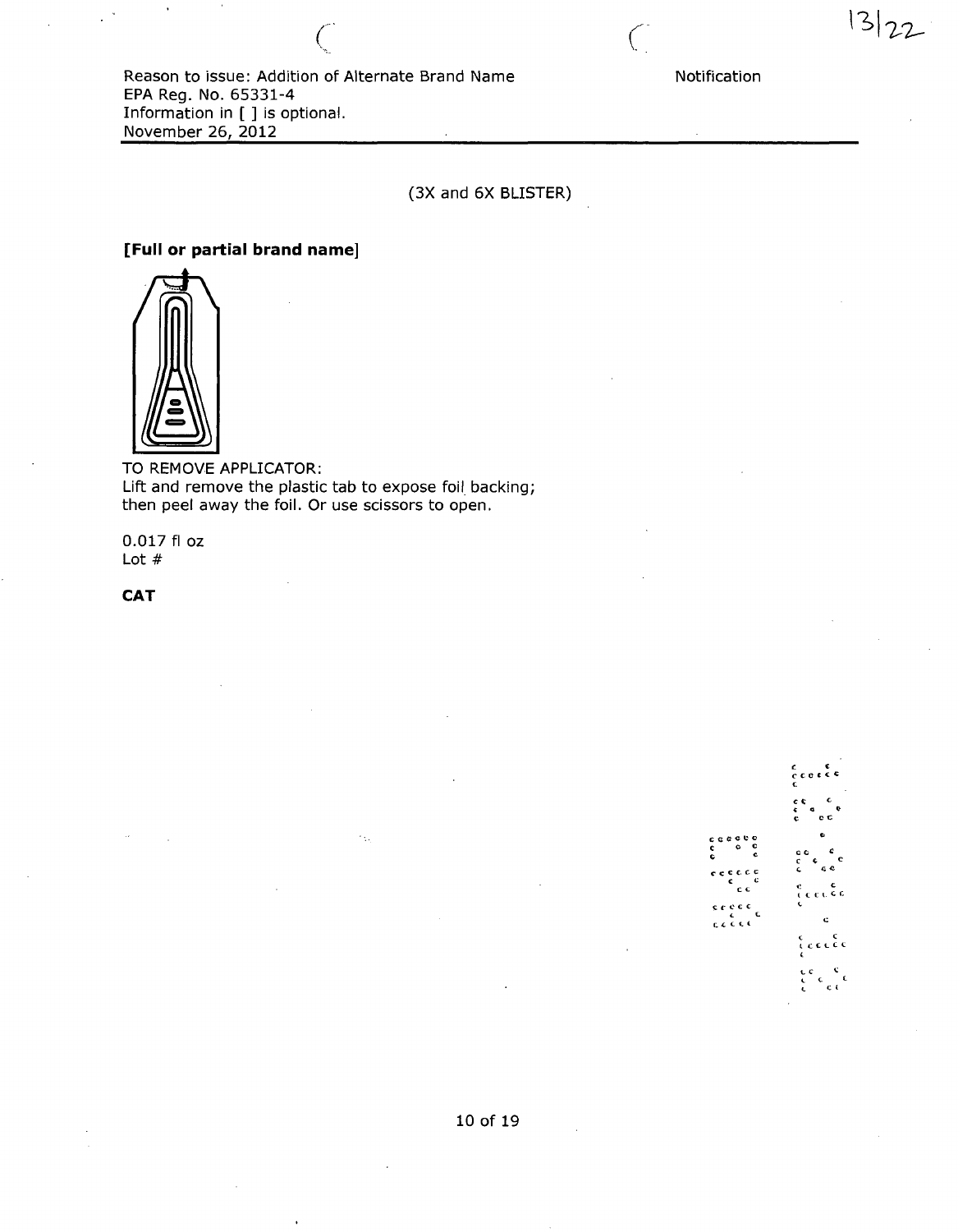Reason to issue: Addition of Alternate Brand Name
EPA Reg. No. 65331-4
Information in [ ] is optional.
November 26, 2012

Notification

(3X and 6X BLISTER)

**[Full or partial brand name]**

TO REMOVE APPLICATOR:
Lift and remove the plastic tab to expose foil backing; then peel away the foil. Or use scissors to open.

0.017 fl oz
Lot #

**CAT**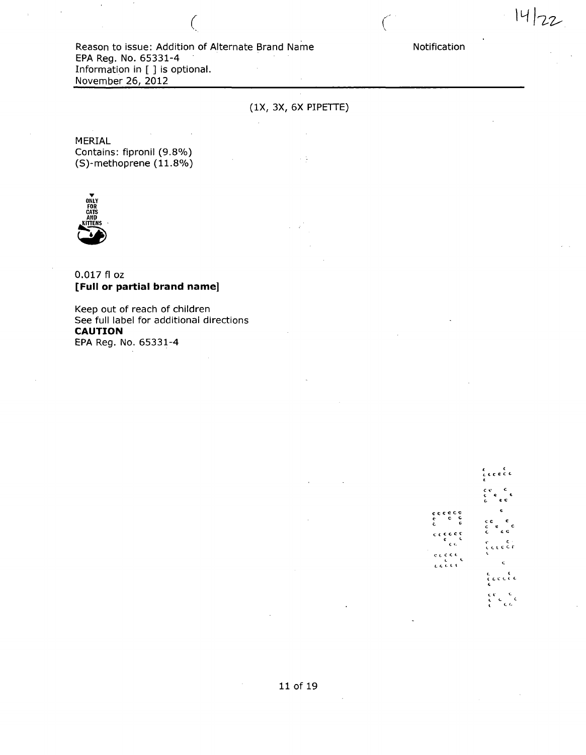Reason to issue: Addition of Alternate Brand Name
EPA Reg. No. 65331-4
Information in [ ] is optional.
November 26, 2012

Notification

(1X, 3X, 6X PIPETTE)

MERIAL
Contains: fipronil (9.8%)
(S)-methoprene (11.8%)

ONLY FOR CATS AND KITTENS

0.017 fl oz
**[Full or partial brand name]**

Keep out of reach of children
See full label for additional directions
**CAUTION**
EPA Reg. No. 65331-4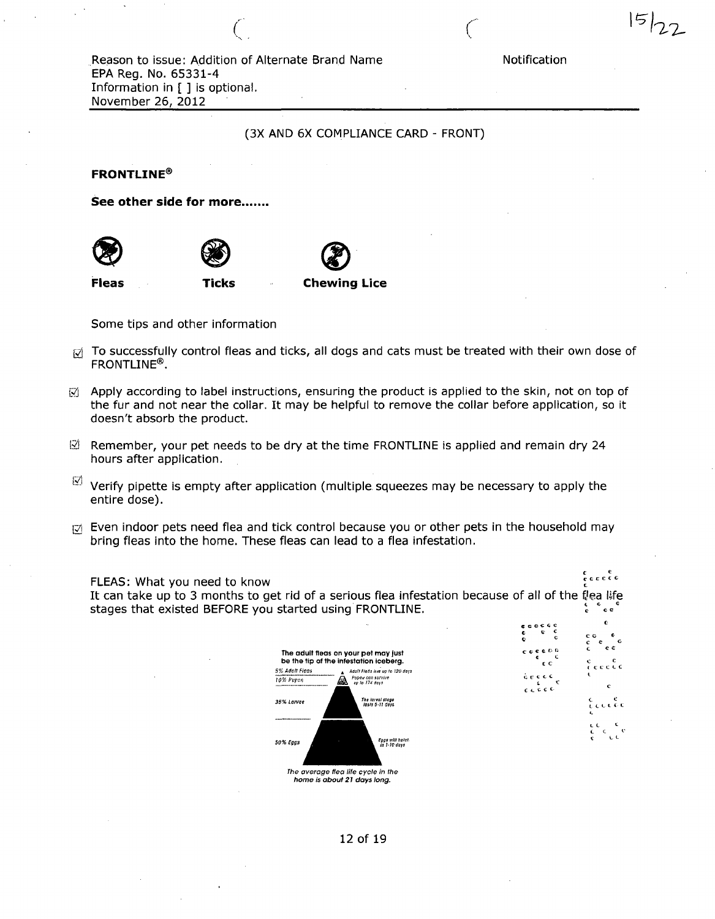Reason to issue: Addition of Alternate Brand Name
EPA Reg. No. 65331-4
Information in [ ] is optional.
November 26, 2012

Notification

(3X AND 6X COMPLIANCE CARD - FRONT)

**FRONTLINE®**

**See other side for more.......**

**Fleas** **Ticks** **Chewing Lice**

Some tips and other information

- ☑ To successfully control fleas and ticks, all dogs and cats must be treated with their own dose of FRONTLINE®.
- ☑ Apply according to label instructions, ensuring the product is applied to the skin, not on top of the fur and not near the collar. It may be helpful to remove the collar before application, so it doesn't absorb the product.
- ☑ Remember, your pet needs to be dry at the time FRONTLINE is applied and remain dry 24 hours after application.
- ☑ Verify pipette is empty after application (multiple squeezes may be necessary to apply the entire dose).
- ☑ Even indoor pets need flea and tick control because you or other pets in the household may bring fleas into the home. These fleas can lead to a flea infestation.

FLEAS: What you need to know
It can take up to 3 months to get rid of a serious flea infestation because of all of the flea life stages that existed BEFORE you started using FRONTLINE.

**The adult fleas on your pet may just be the tip of the infestation iceberg.**

5% Adult Fleas — Adult Fleas live up to 120 days
10% Pupae — Pupae can survive up to 174 days
35% Larvae — The larval stage lasts 5-11 days
50% Eggs — Eggs will hatch in 1-10 days

*The average flea life cycle in the home is about 21 days long.*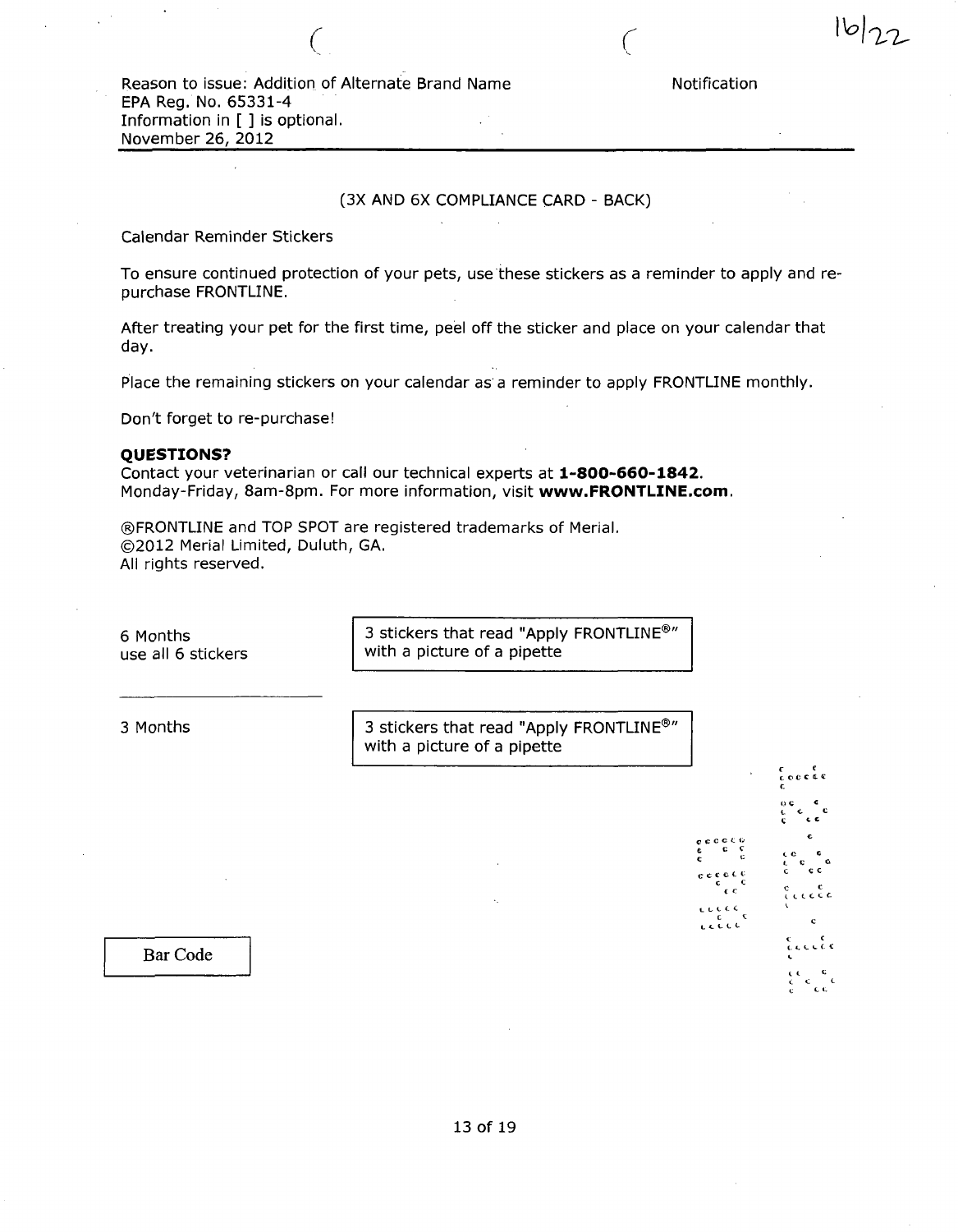Reason to issue: Addition of Alternate Brand Name
EPA Reg. No. 65331-4
Information in [ ] is optional.
November 26, 2012

Notification

(3X AND 6X COMPLIANCE CARD - BACK)

Calendar Reminder Stickers

To ensure continued protection of your pets, use these stickers as a reminder to apply and re-purchase FRONTLINE.

After treating your pet for the first time, peel off the sticker and place on your calendar that day.

Place the remaining stickers on your calendar as a reminder to apply FRONTLINE monthly.

Don't forget to re-purchase!

**QUESTIONS?**
Contact your veterinarian or call our technical experts at **1-800-660-1842**.
Monday-Friday, 8am-8pm. For more information, visit **www.FRONTLINE.com**.

®FRONTLINE and TOP SPOT are registered trademarks of Merial.
©2012 Merial Limited, Duluth, GA.
All rights reserved.

6 Months
use all 6 stickers

3 stickers that read "Apply FRONTLINE®" with a picture of a pipette

3 Months

3 stickers that read "Apply FRONTLINE®" with a picture of a pipette

Bar Code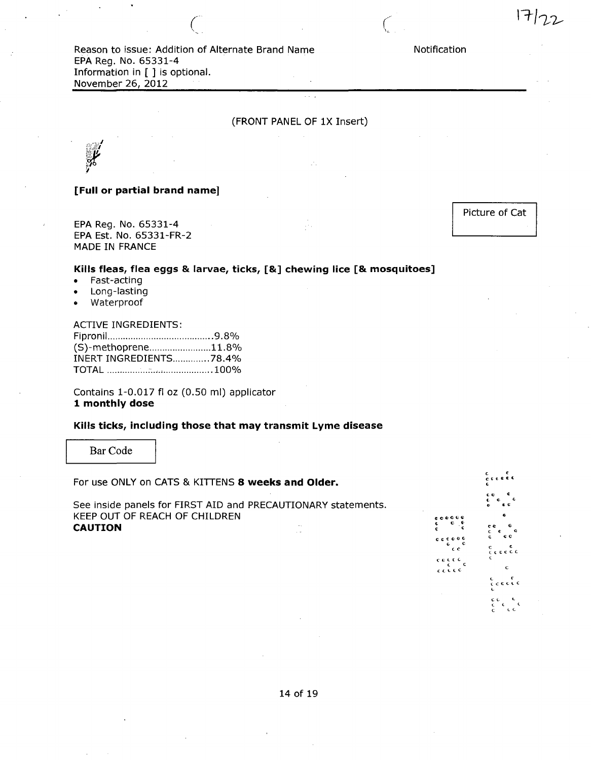Reason to issue: Addition of Alternate Brand Name
EPA Reg. No. 65331-4
Information in [ ] is optional.
November 26, 2012

Notification

(FRONT PANEL OF 1X Insert)

**[Full or partial brand name]**

Picture of Cat

EPA Reg. No. 65331-4
EPA Est. No. 65331-FR-2
MADE IN FRANCE

**Kills fleas, flea eggs & larvae, ticks, [&] chewing lice [& mosquitoes]**

- Fast-acting
- Long-lasting
- Waterproof

ACTIVE INGREDIENTS:

| | |
|---|---|
| Fipronil | 9.8% |
| (S)-methoprene | 11.8% |
| INERT INGREDIENTS | 78.4% |
| TOTAL | 100% |

Contains 1-0.017 fl oz (0.50 ml) applicator
**1 monthly dose**

**Kills ticks, including those that may transmit Lyme disease**

Bar Code

For use ONLY on CATS & KITTENS **8 weeks and Older.**

See inside panels for FIRST AID and PRECAUTIONARY statements.
KEEP OUT OF REACH OF CHILDREN
**CAUTION**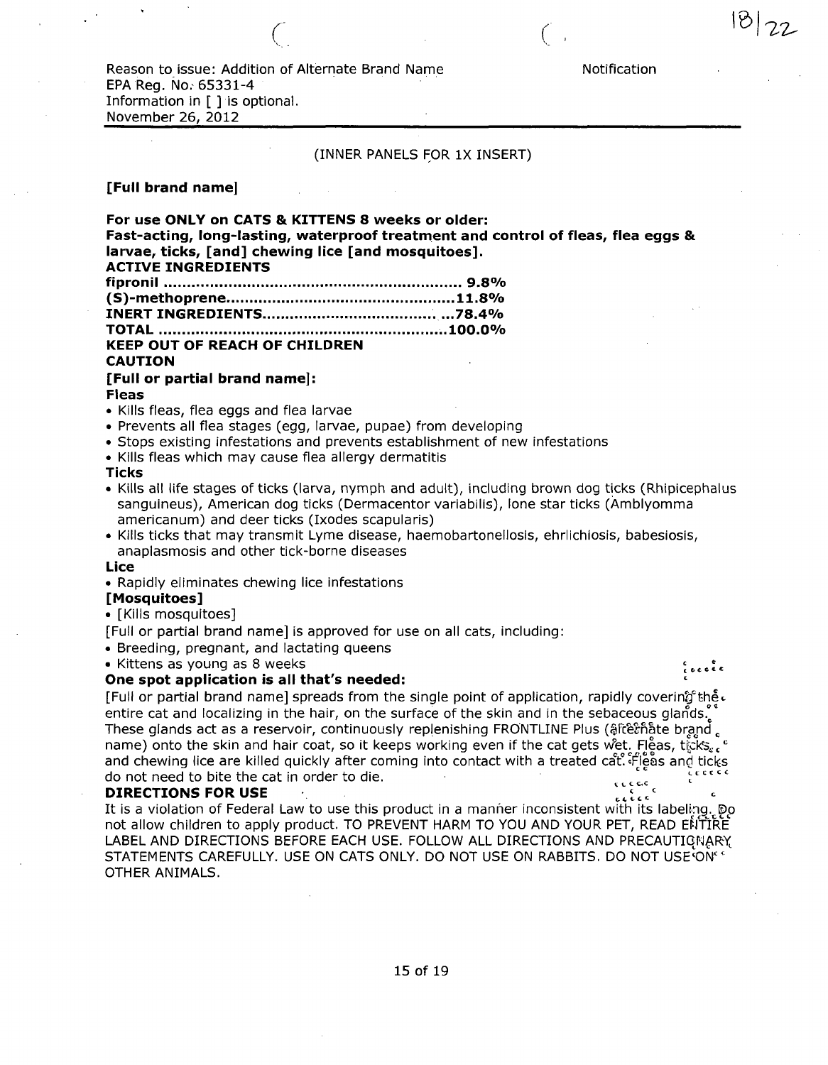Reason to issue: Addition of Alternate Brand Name
EPA Reg. No. 65331-4
Information in [ ] is optional.
November 26, 2012

Notification

(INNER PANELS FOR 1X INSERT)

**[Full brand name]**

**For use ONLY on CATS & KITTENS 8 weeks or older:**
**Fast-acting, long-lasting, waterproof treatment and control of fleas, flea eggs & larvae, ticks, [and] chewing lice [and mosquitoes].**

**ACTIVE INGREDIENTS**

| | |
|---|---|
| **fipronil** | **9.8%** |
| **(S)-methoprene** | **11.8%** |
| **INERT INGREDIENTS** | **78.4%** |
| **TOTAL** | **100.0%** |

**KEEP OUT OF REACH OF CHILDREN**

**CAUTION**

**[Full or partial brand name]:**

**Fleas**

- Kills fleas, flea eggs and flea larvae
- Prevents all flea stages (egg, larvae, pupae) from developing
- Stops existing infestations and prevents establishment of new infestations
- Kills fleas which may cause flea allergy dermatitis

**Ticks**

- Kills all life stages of ticks (larva, nymph and adult), including brown dog ticks (Rhipicephalus sanguineus), American dog ticks (Dermacentor variabilis), lone star ticks (Amblyomma americanum) and deer ticks (Ixodes scapularis)
- Kills ticks that may transmit Lyme disease, haemobartonellosis, ehrlichiosis, babesiosis, anaplasmosis and other tick-borne diseases

**Lice**

- Rapidly eliminates chewing lice infestations

**[Mosquitoes]**

- [Kills mosquitoes]

[Full or partial brand name] is approved for use on all cats, including:

- Breeding, pregnant, and lactating queens
- Kittens as young as 8 weeks

**One spot application is all that's needed:**

[Full or partial brand name] spreads from the single point of application, rapidly covering the entire cat and localizing in the hair, on the surface of the skin and in the sebaceous glands. These glands act as a reservoir, continuously replenishing FRONTLINE Plus (alternate brand name) onto the skin and hair coat, so it keeps working even if the cat gets wet. Fleas, ticks, and chewing lice are killed quickly after coming into contact with a treated cat. Fleas and ticks do not need to bite the cat in order to die.

**DIRECTIONS FOR USE**

It is a violation of Federal Law to use this product in a manner inconsistent with its labeling. Do not allow children to apply product. TO PREVENT HARM TO YOU AND YOUR PET, READ ENTIRE LABEL AND DIRECTIONS BEFORE EACH USE. FOLLOW ALL DIRECTIONS AND PRECAUTIONARY STATEMENTS CAREFULLY. USE ON CATS ONLY. DO NOT USE ON RABBITS. DO NOT USE ON OTHER ANIMALS.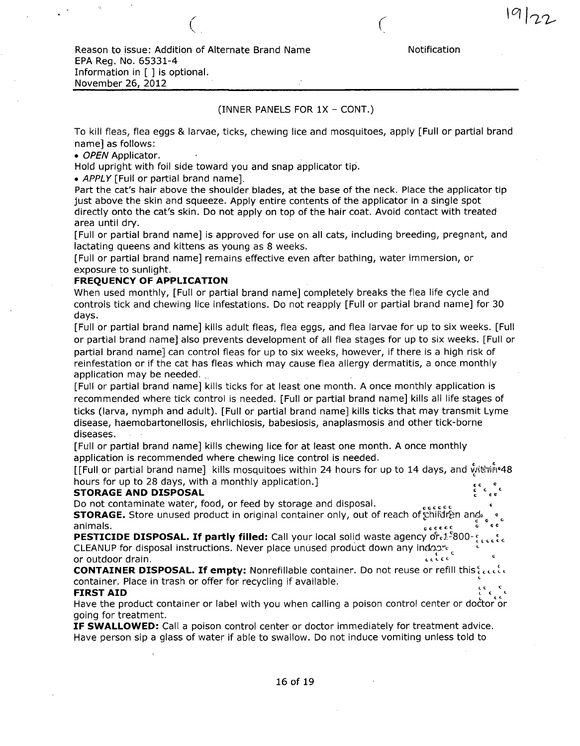Reason to issue: Addition of Alternate Brand Name
EPA Reg. No. 65331-4
Information in [ ] is optional.
November 26, 2012

Notification

(INNER PANELS FOR 1X – CONT.)

To kill fleas, flea eggs & larvae, ticks, chewing lice and mosquitoes, apply [Full or partial brand name] as follows:

- *OPEN* Applicator.

Hold upright with foil side toward you and snap applicator tip.

- *APPLY* [Full or partial brand name].

Part the cat's hair above the shoulder blades, at the base of the neck. Place the applicator tip just above the skin and squeeze. Apply entire contents of the applicator in a single spot directly onto the cat's skin. Do not apply on top of the hair coat. Avoid contact with treated area until dry.

[Full or partial brand name] is approved for use on all cats, including breeding, pregnant, and lactating queens and kittens as young as 8 weeks.

[Full or partial brand name] remains effective even after bathing, water immersion, or exposure to sunlight.

**FREQUENCY OF APPLICATION**

When used monthly, [Full or partial brand name] completely breaks the flea life cycle and controls tick and chewing lice infestations. Do not reapply [Full or partial brand name] for 30 days.

[Full or partial brand name] kills adult fleas, flea eggs, and flea larvae for up to six weeks. [Full or partial brand name] also prevents development of all flea stages for up to six weeks. [Full or partial brand name] can control fleas for up to six weeks, however, if there is a high risk of reinfestation or if the cat has fleas which may cause flea allergy dermatitis, a once monthly application may be needed.

[Full or partial brand name] kills ticks for at least one month. A once monthly application is recommended where tick control is needed. [Full or partial brand name] kills all life stages of ticks (larva, nymph and adult). [Full or partial brand name] kills ticks that may transmit Lyme disease, haemobartonellosis, ehrlichiosis, babesiosis, anaplasmosis and other tick-borne diseases.

[Full or partial brand name] kills chewing lice for at least one month. A once monthly application is recommended where chewing lice control is needed.

[[Full or partial brand name] kills mosquitoes within 24 hours for up to 14 days, and within 48 hours for up to 28 days, with a monthly application.]

**STORAGE AND DISPOSAL**

Do not contaminate water, food, or feed by storage and disposal.

**STORAGE.** Store unused product in original container only, out of reach of children and animals.

**PESTICIDE DISPOSAL. If partly filled:** Call your local solid waste agency or 1-800-CLEANUP for disposal instructions. Never place unused product down any indoor or outdoor drain.

**CONTAINER DISPOSAL. If empty:** Nonrefillable container. Do not reuse or refill this container. Place in trash or offer for recycling if available.

**FIRST AID**

Have the product container or label with you when calling a poison control center or doctor or going for treatment.

**IF SWALLOWED:** Call a poison control center or doctor immediately for treatment advice. Have person sip a glass of water if able to swallow. Do not induce vomiting unless told to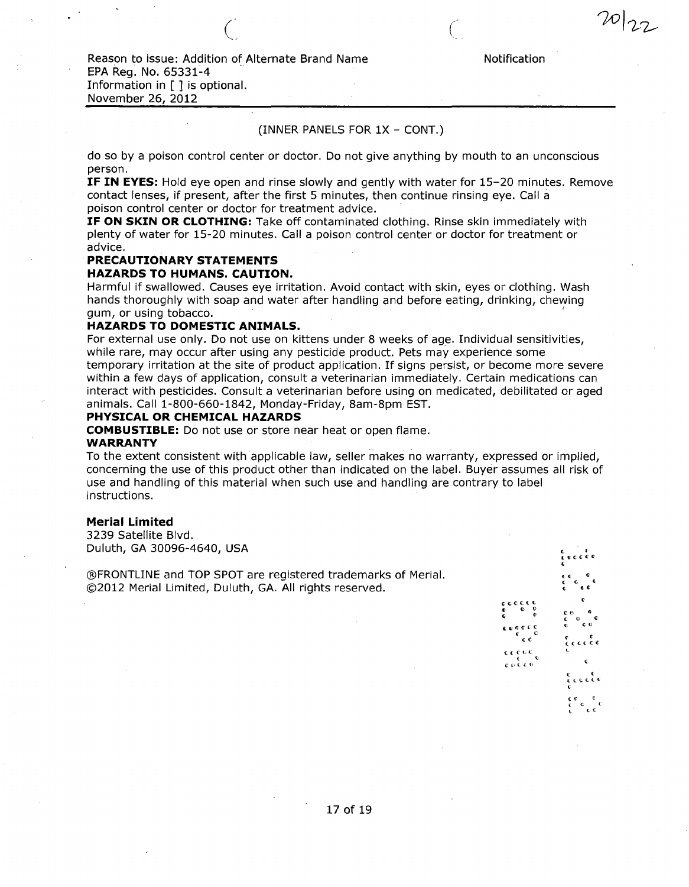Reason to issue: Addition of Alternate Brand Name
EPA Reg. No. 65331-4
Information in [ ] is optional.
November 26, 2012

Notification

(INNER PANELS FOR 1X – CONT.)

do so by a poison control center or doctor. Do not give anything by mouth to an unconscious person.

**IF IN EYES:** Hold eye open and rinse slowly and gently with water for 15–20 minutes. Remove contact lenses, if present, after the first 5 minutes, then continue rinsing eye. Call a poison control center or doctor for treatment advice.

**IF ON SKIN OR CLOTHING:** Take off contaminated clothing. Rinse skin immediately with plenty of water for 15-20 minutes. Call a poison control center or doctor for treatment or advice.

**PRECAUTIONARY STATEMENTS**

**HAZARDS TO HUMANS. CAUTION.**

Harmful if swallowed. Causes eye irritation. Avoid contact with skin, eyes or clothing. Wash hands thoroughly with soap and water after handling and before eating, drinking, chewing gum, or using tobacco.

**HAZARDS TO DOMESTIC ANIMALS.**

For external use only. Do not use on kittens under 8 weeks of age. Individual sensitivities, while rare, may occur after using any pesticide product. Pets may experience some temporary irritation at the site of product application. If signs persist, or become more severe within a few days of application, consult a veterinarian immediately. Certain medications can interact with pesticides. Consult a veterinarian before using on medicated, debilitated or aged animals. Call 1-800-660-1842, Monday-Friday, 8am-8pm EST.

**PHYSICAL OR CHEMICAL HAZARDS**

**COMBUSTIBLE:** Do not use or store near heat or open flame.

**WARRANTY**

To the extent consistent with applicable law, seller makes no warranty, expressed or implied, concerning the use of this product other than indicated on the label. Buyer assumes all risk of use and handling of this material when such use and handling are contrary to label instructions.

**Merial Limited**
3239 Satellite Blvd.
Duluth, GA 30096-4640, USA

®FRONTLINE and TOP SPOT are registered trademarks of Merial.
©2012 Merial Limited, Duluth, GA. All rights reserved.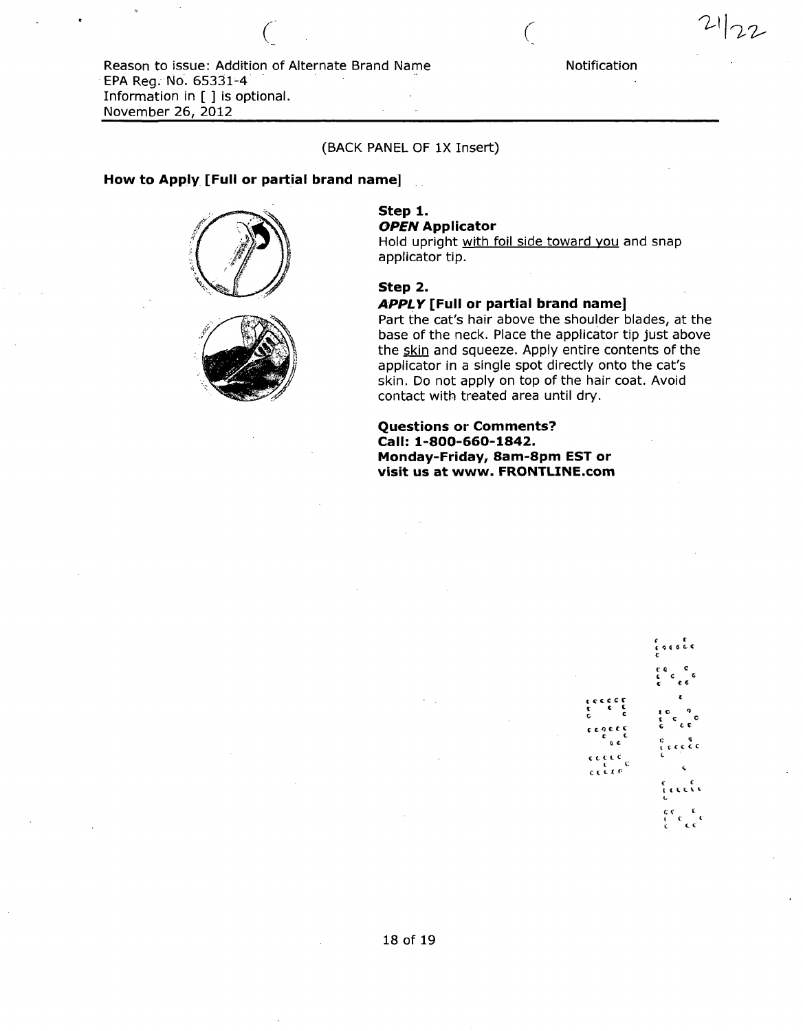Reason to issue: Addition of Alternate Brand Name
EPA Reg. No. 65331-4
Information in [ ] is optional.
November 26, 2012

Notification

(BACK PANEL OF 1X Insert)

**How to Apply [Full or partial brand name]**

**Step 1.**
***OPEN* Applicator**
Hold upright with foil side toward you and snap applicator tip.

**Step 2.**
***APPLY* [Full or partial brand name]**
Part the cat's hair above the shoulder blades, at the base of the neck. Place the applicator tip just above the skin and squeeze. Apply entire contents of the applicator in a single spot directly onto the cat's skin. Do not apply on top of the hair coat. Avoid contact with treated area until dry.

**Questions or Comments?**
**Call: 1-800-660-1842.**
**Monday-Friday, 8am-8pm EST or visit us at www. FRONTLINE.com**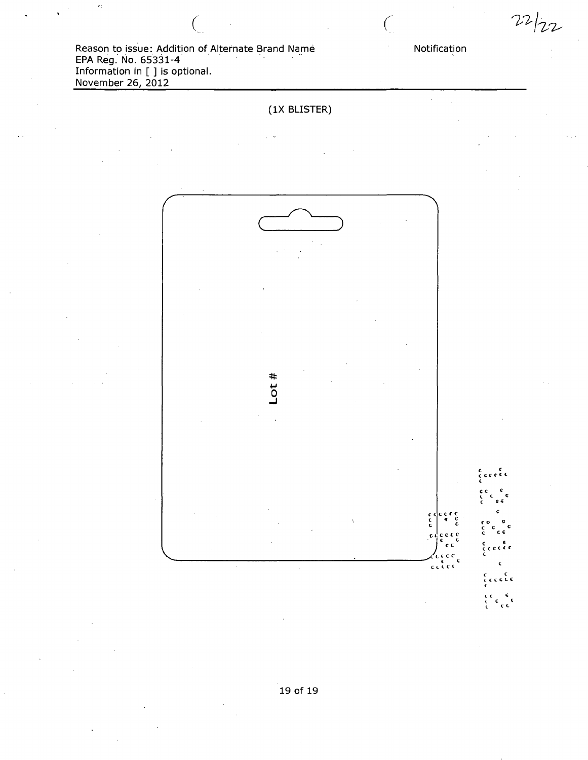Reason to issue: Addition of Alternate Brand Name
EPA Reg. No. 65331-4
Information in [ ] is optional.
November 26, 2012

Notification

(1X BLISTER)

Lot #